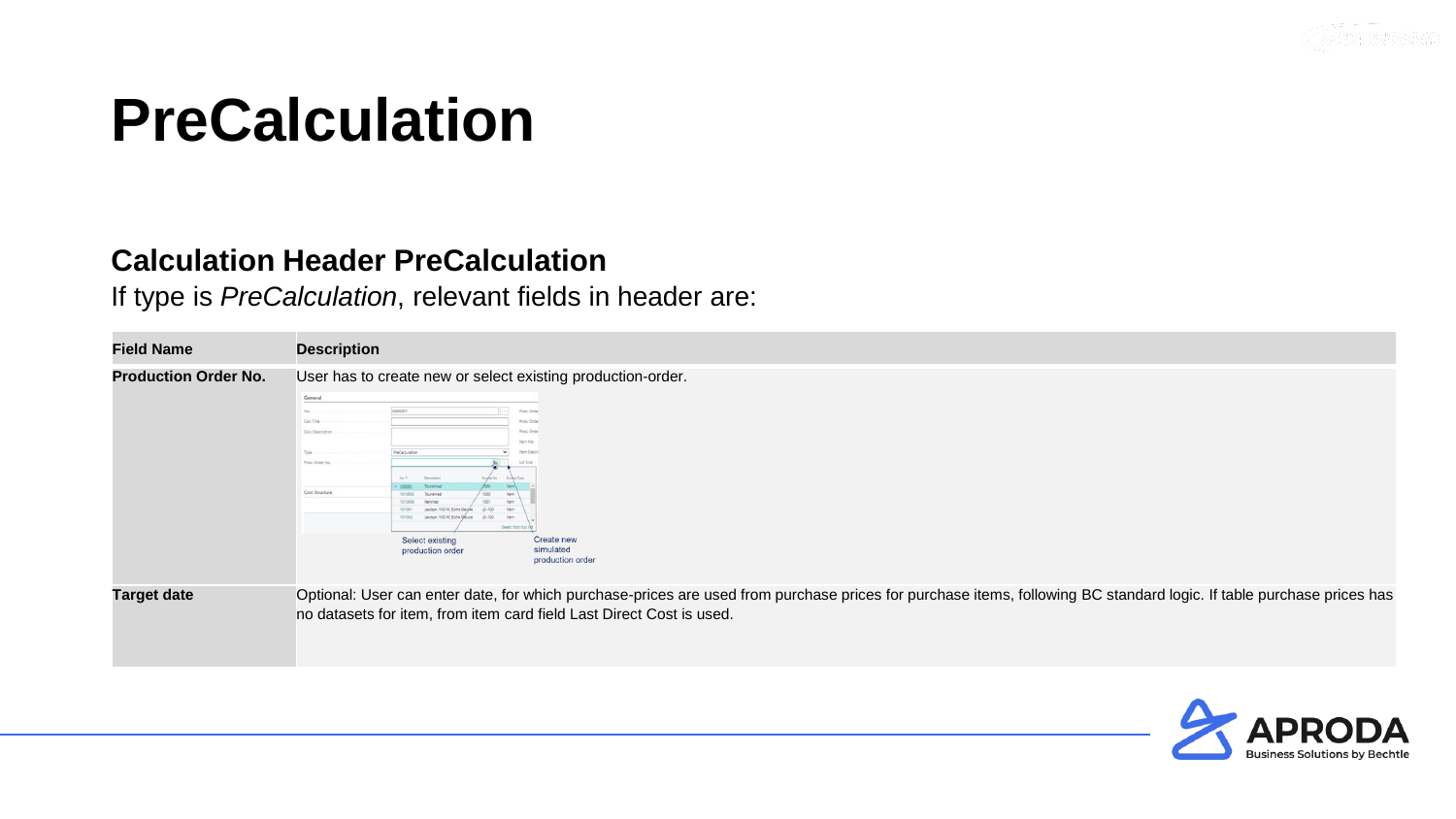# PreCalculation

## Calculation Header PreCalculation

If type is *PreCalculation*, relevant fields in header are:

| Field Name | Description |
| --- | --- |
| **Production Order No.** | User has to create new or select existing production-order. |
| **Target date** | Optional: User can enter date, for which purchase-prices are used from purchase prices for purchase items, following BC standard logic. If table purchase prices has no datasets for item, from item card field Last Direct Cost is used. |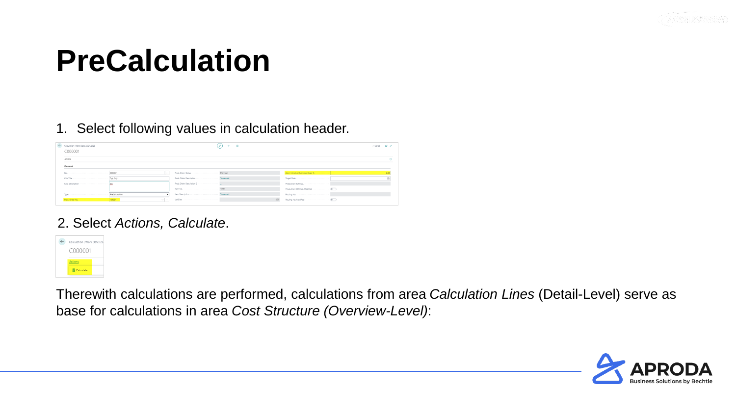# PreCalculation

1. Select following values in calculation header.

2. Select *Actions, Calculate*.

Therewith calculations are performed, calculations from area *Calculation Lines* (Detail-Level) serve as base for calculations in area *Cost Structure (Overview-Level)*: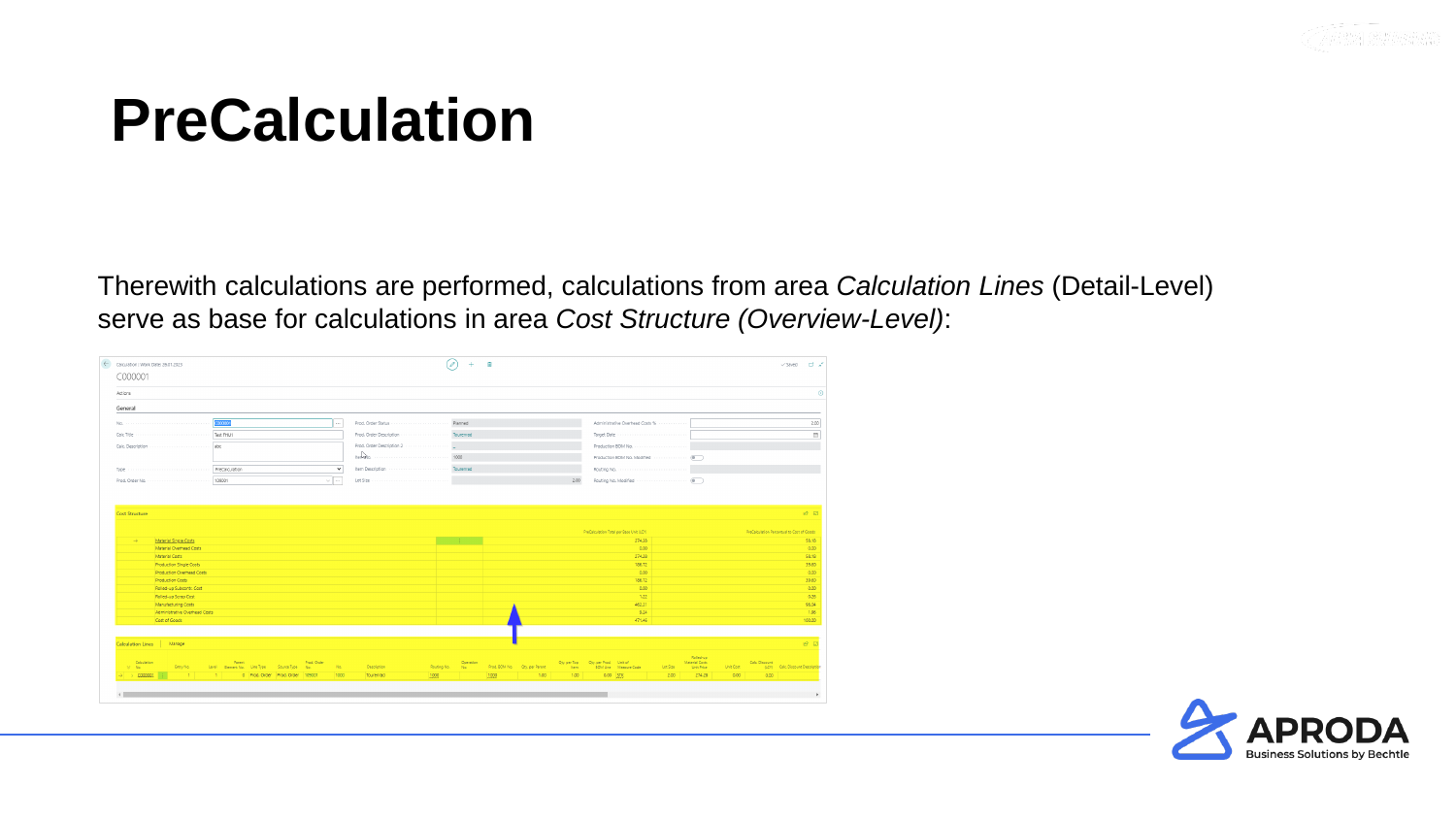# PreCalculation

Therewith calculations are performed, calculations from area *Calculation Lines* (Detail-Level) serve as base for calculations in area *Cost Structure (Overview-Level)*: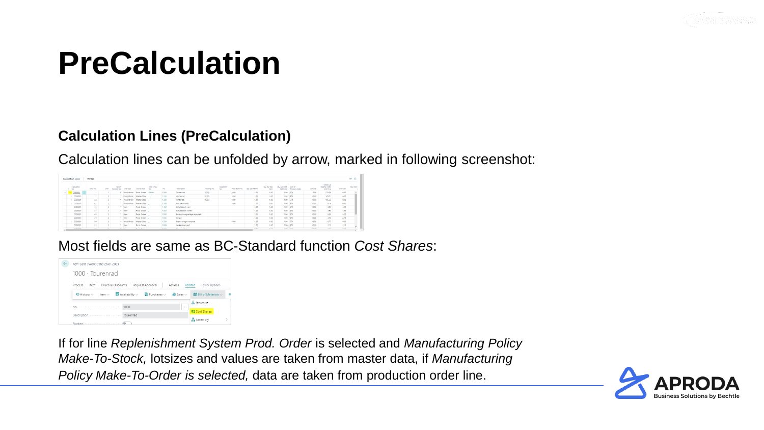# PreCalculation

## Calculation Lines (PreCalculation)

Calculation lines can be unfolded by arrow, marked in following screenshot:

Most fields are same as BC-Standard function *Cost Shares*:

If for line *Replenishment System Prod. Order* is selected and *Manufacturing Policy Make-To-Stock,* lotsizes and values are taken from master data, if *Manufacturing Policy Make-To-Order is selected,* data are taken from production order line.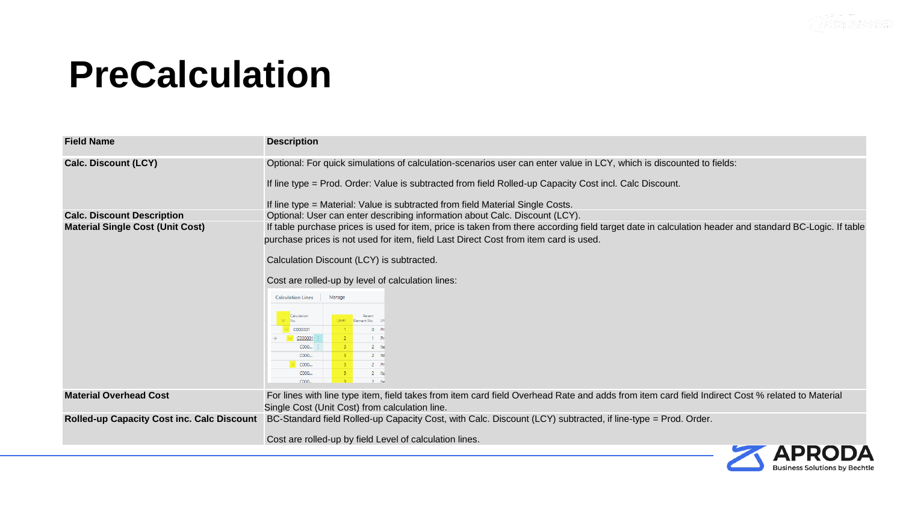# PreCalculation

| Field Name | Description |
|---|---|
| **Calc. Discount (LCY)** | Optional: For quick simulations of calculation-scenarios user can enter value in LCY, which is discounted to fields:<br><br>If line type = Prod. Order: Value is subtracted from field Rolled-up Capacity Cost incl. Calc Discount.<br><br>If line type = Material: Value is subtracted from field Material Single Costs. |
| **Calc. Discount Description** | Optional: User can enter describing information about Calc. Discount (LCY). |
| **Material Single Cost (Unit Cost)** | If table purchase prices is used for item, price is taken from there according field target date in calculation header and standard BC-Logic. If table purchase prices is not used for item, field Last Direct Cost from item card is used.<br><br>Calculation Discount (LCY) is subtracted.<br><br>Cost are rolled-up by level of calculation lines: |
| **Material Overhead Cost** | For lines with line type item, field takes from item card field Overhead Rate and adds from item card field Indirect Cost % related to Material Single Cost (Unit Cost) from calculation line. |
| **Rolled-up Capacity Cost inc. Calc Discount** | BC-Standard field Rolled-up Capacity Cost, with Calc. Discount (LCY) subtracted, if line-type = Prod. Order.<br><br>Cost are rolled-up by field Level of calculation lines. |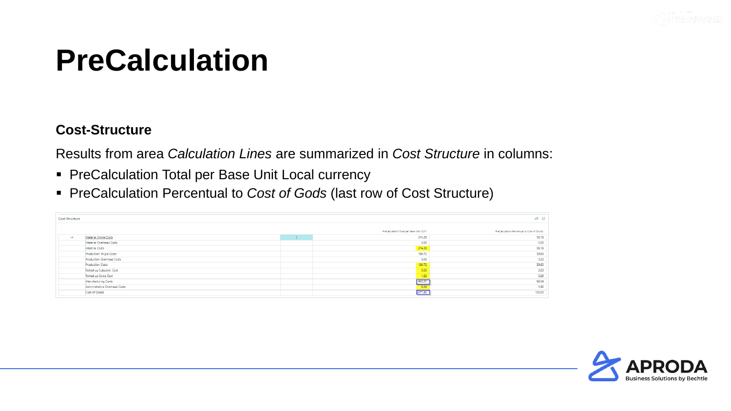# PreCalculation

**Cost-Structure**

Results from area *Calculation Lines* are summarized in *Cost Structure* in columns:

- PreCalculation Total per Base Unit Local currency
- PreCalculation Percentual to *Cost of Gods* (last row of Cost Structure)

Cost Structure

| | | | PreCalculation Total per Base Unit (LCY) | PreCalculation Percentual to Cost of Goods |
|---|---|---|---|---|
| → | Material Single Costs | ⋮ | 274.28 | 58.18 |
| | Material Overhead Costs | | 0.00 | 0.00 |
| | Material Costs | | 274.28 | 58.18 |
| | Production Single Costs | | 186.72 | 39.60 |
| | Production Overhead Costs | | 0.00 | 0.00 |
| | Production Costs | | 186.72 | 39.60 |
| | Rolled-up Subcontr. Cost | | 0.00 | 0.00 |
| | Rolled-up Scrap Cost | | 1.22 | 0.26 |
| | Manufacturing Costs | | 462.21 | 98.04 |
| | Administrative Overhead Costs | | 9.24 | 1.96 |
| | Cost of Goods | | 471.45 | 100.00 |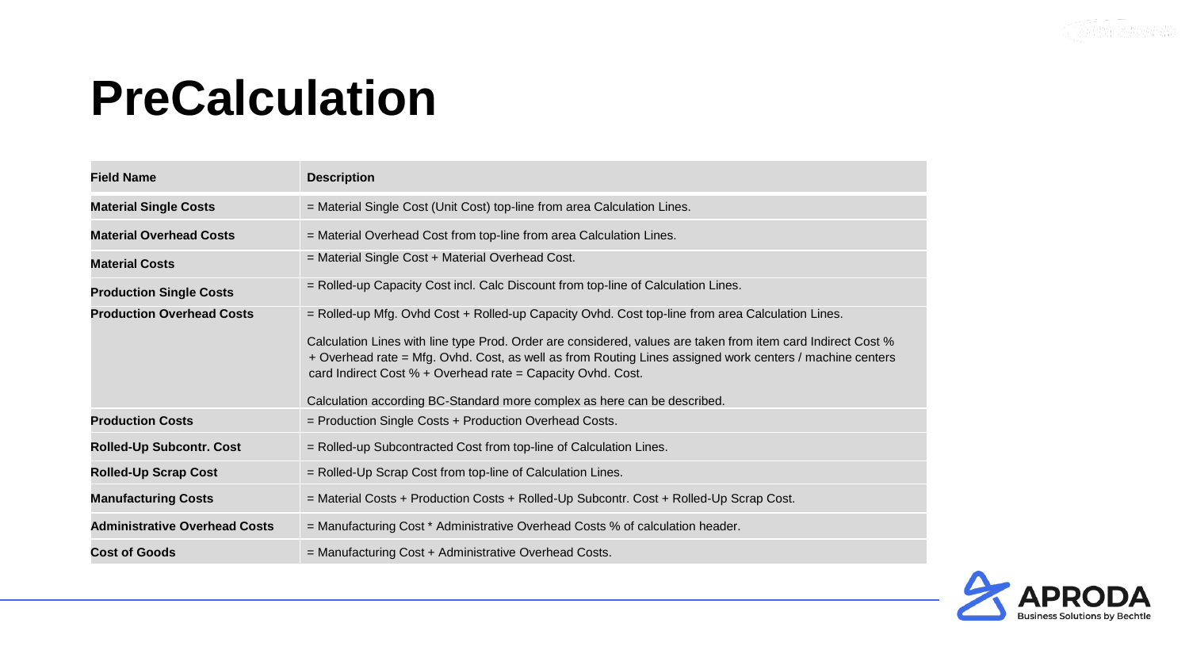# PreCalculation

| Field Name | Description |
| --- | --- |
| **Material Single Costs** | = Material Single Cost (Unit Cost) top-line from area Calculation Lines. |
| **Material Overhead Costs** | = Material Overhead Cost from top-line from area Calculation Lines. |
| **Material Costs** | = Material Single Cost + Material Overhead Cost. |
| **Production Single Costs** | = Rolled-up Capacity Cost incl. Calc Discount from top-line of Calculation Lines. |
| **Production Overhead Costs** | = Rolled-up Mfg. Ovhd Cost + Rolled-up Capacity Ovhd. Cost top-line from area Calculation Lines.<br><br>Calculation Lines with line type Prod. Order are considered, values are taken from item card Indirect Cost % + Overhead rate = Mfg. Ovhd. Cost, as well as from Routing Lines assigned work centers / machine centers card Indirect Cost % + Overhead rate = Capacity Ovhd. Cost.<br><br>Calculation according BC-Standard more complex as here can be described. |
| **Production Costs** | = Production Single Costs + Production Overhead Costs. |
| **Rolled-Up Subcontr. Cost** | = Rolled-up Subcontracted Cost from top-line of Calculation Lines. |
| **Rolled-Up Scrap Cost** | = Rolled-Up Scrap Cost from top-line of Calculation Lines. |
| **Manufacturing Costs** | = Material Costs + Production Costs + Rolled-Up Subcontr. Cost + Rolled-Up Scrap Cost. |
| **Administrative Overhead Costs** | = Manufacturing Cost * Administrative Overhead Costs % of calculation header. |
| **Cost of Goods** | = Manufacturing Cost + Administrative Overhead Costs. |